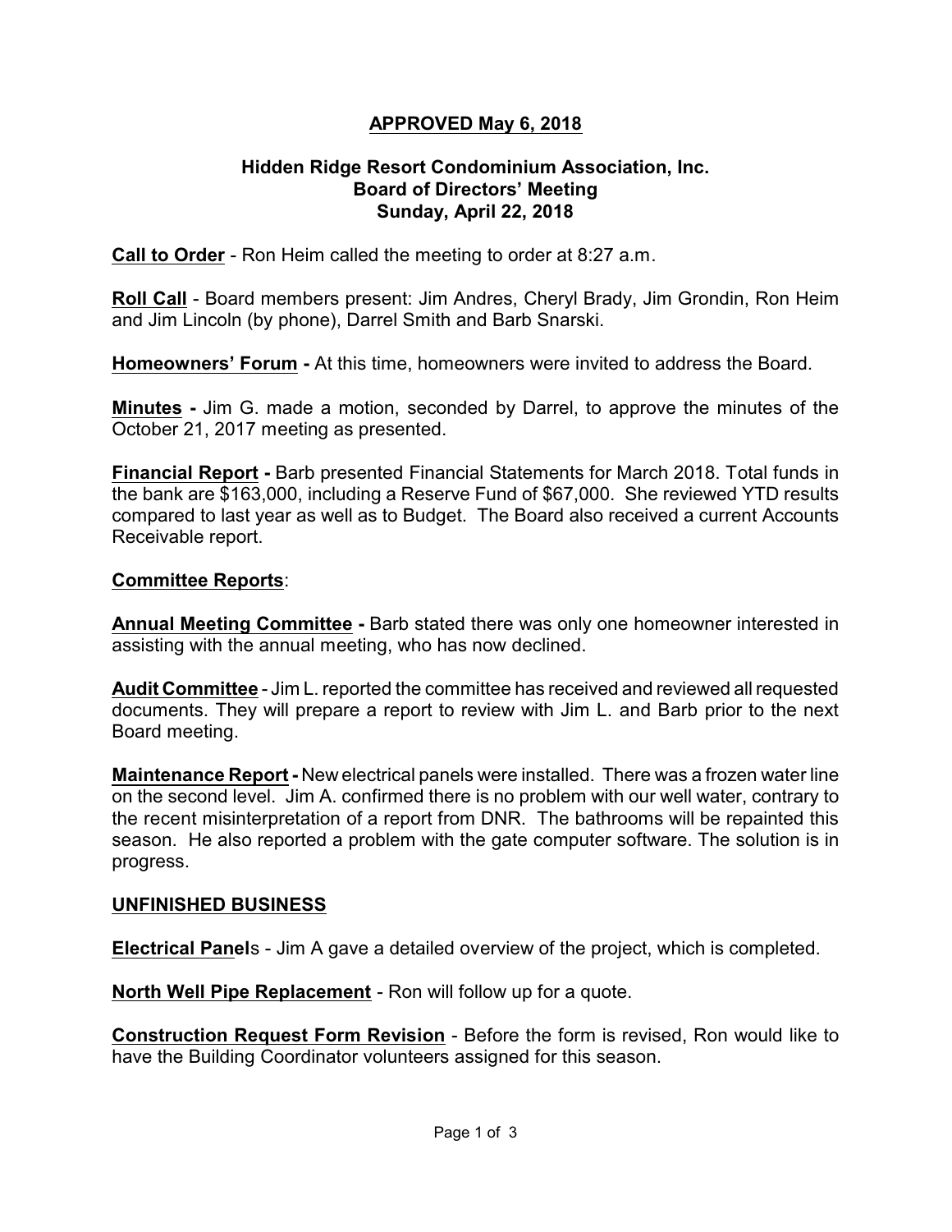**APPROVED May 6, 2018**

**Hidden Ridge Resort Condominium Association, Inc.**
**Board of Directors' Meeting**
**Sunday, April 22, 2018**

**Call to Order** - Ron Heim called the meeting to order at 8:27 a.m.

**Roll Call** - Board members present: Jim Andres, Cheryl Brady, Jim Grondin, Ron Heim and Jim Lincoln (by phone), Darrel Smith and Barb Snarski.

**Homeowners' Forum -** At this time, homeowners were invited to address the Board.

**Minutes -** Jim G. made a motion, seconded by Darrel, to approve the minutes of the October 21, 2017 meeting as presented.

**Financial Report -** Barb presented Financial Statements for March 2018. Total funds in the bank are $163,000, including a Reserve Fund of $67,000. She reviewed YTD results compared to last year as well as to Budget. The Board also received a current Accounts Receivable report.

**Committee Reports**:

**Annual Meeting Committee -** Barb stated there was only one homeowner interested in assisting with the annual meeting, who has now declined.

**Audit Committee** - Jim L. reported the committee has received and reviewed all requested documents. They will prepare a report to review with Jim L. and Barb prior to the next Board meeting.

**Maintenance Report -** New electrical panels were installed. There was a frozen water line on the second level. Jim A. confirmed there is no problem with our well water, contrary to the recent misinterpretation of a report from DNR. The bathrooms will be repainted this season. He also reported a problem with the gate computer software. The solution is in progress.

**UNFINISHED BUSINESS**

**Electrical Panels** - Jim A gave a detailed overview of the project, which is completed.

**North Well Pipe Replacement** - Ron will follow up for a quote.

**Construction Request Form Revision** - Before the form is revised, Ron would like to have the Building Coordinator volunteers assigned for this season.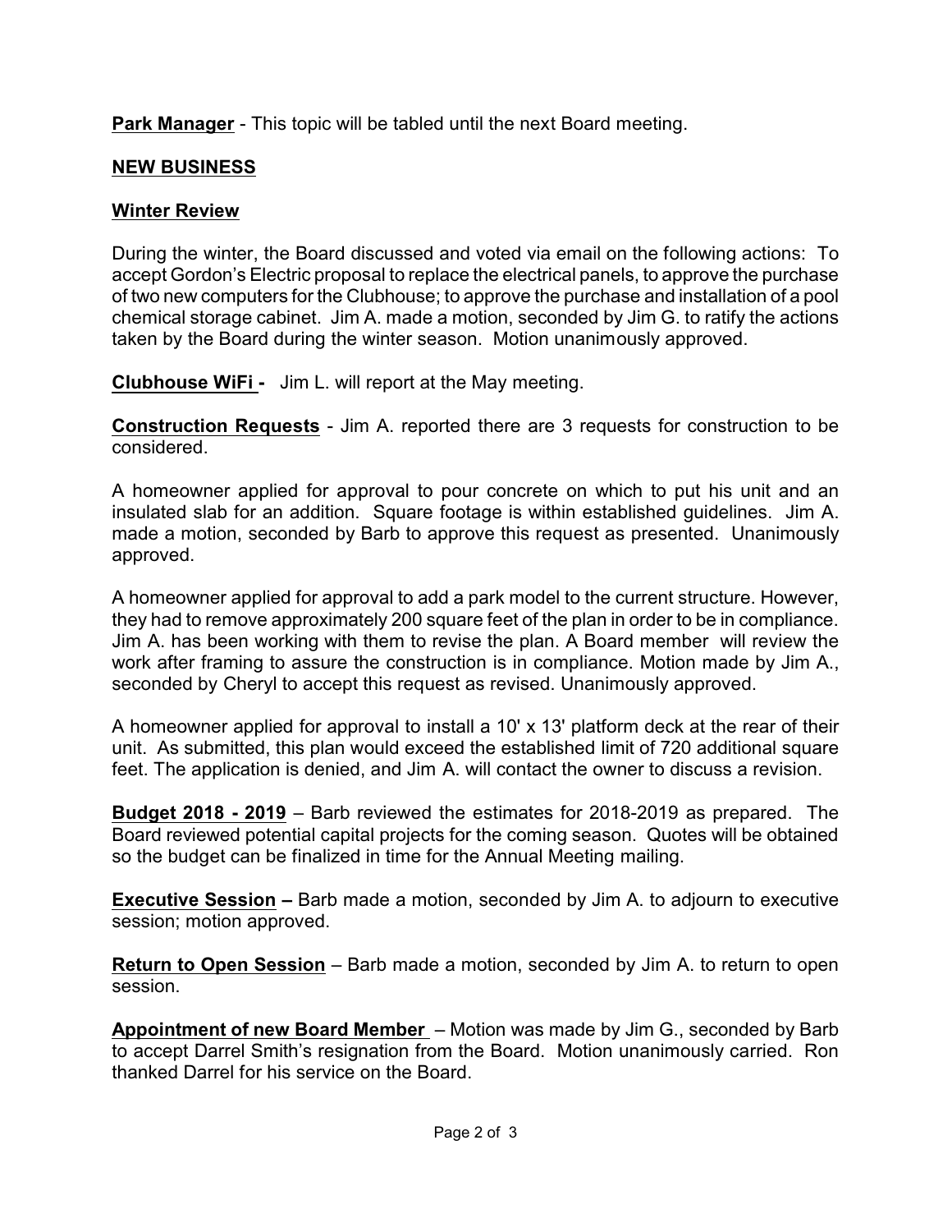**Park Manager** - This topic will be tabled until the next Board meeting.

## NEW BUSINESS

### Winter Review

During the winter, the Board discussed and voted via email on the following actions: To accept Gordon's Electric proposal to replace the electrical panels, to approve the purchase of two new computers for the Clubhouse; to approve the purchase and installation of a pool chemical storage cabinet. Jim A. made a motion, seconded by Jim G. to ratify the actions taken by the Board during the winter season. Motion unanimously approved.

**Clubhouse WiFi -** Jim L. will report at the May meeting.

**Construction Requests** - Jim A. reported there are 3 requests for construction to be considered.

A homeowner applied for approval to pour concrete on which to put his unit and an insulated slab for an addition. Square footage is within established guidelines. Jim A. made a motion, seconded by Barb to approve this request as presented. Unanimously approved.

A homeowner applied for approval to add a park model to the current structure. However, they had to remove approximately 200 square feet of the plan in order to be in compliance. Jim A. has been working with them to revise the plan. A Board member will review the work after framing to assure the construction is in compliance. Motion made by Jim A., seconded by Cheryl to accept this request as revised. Unanimously approved.

A homeowner applied for approval to install a 10' x 13' platform deck at the rear of their unit. As submitted, this plan would exceed the established limit of 720 additional square feet. The application is denied, and Jim A. will contact the owner to discuss a revision.

**Budget 2018 - 2019** – Barb reviewed the estimates for 2018-2019 as prepared. The Board reviewed potential capital projects for the coming season. Quotes will be obtained so the budget can be finalized in time for the Annual Meeting mailing.

**Executive Session –** Barb made a motion, seconded by Jim A. to adjourn to executive session; motion approved.

**Return to Open Session** – Barb made a motion, seconded by Jim A. to return to open session.

**Appointment of new Board Member** – Motion was made by Jim G., seconded by Barb to accept Darrel Smith's resignation from the Board. Motion unanimously carried. Ron thanked Darrel for his service on the Board.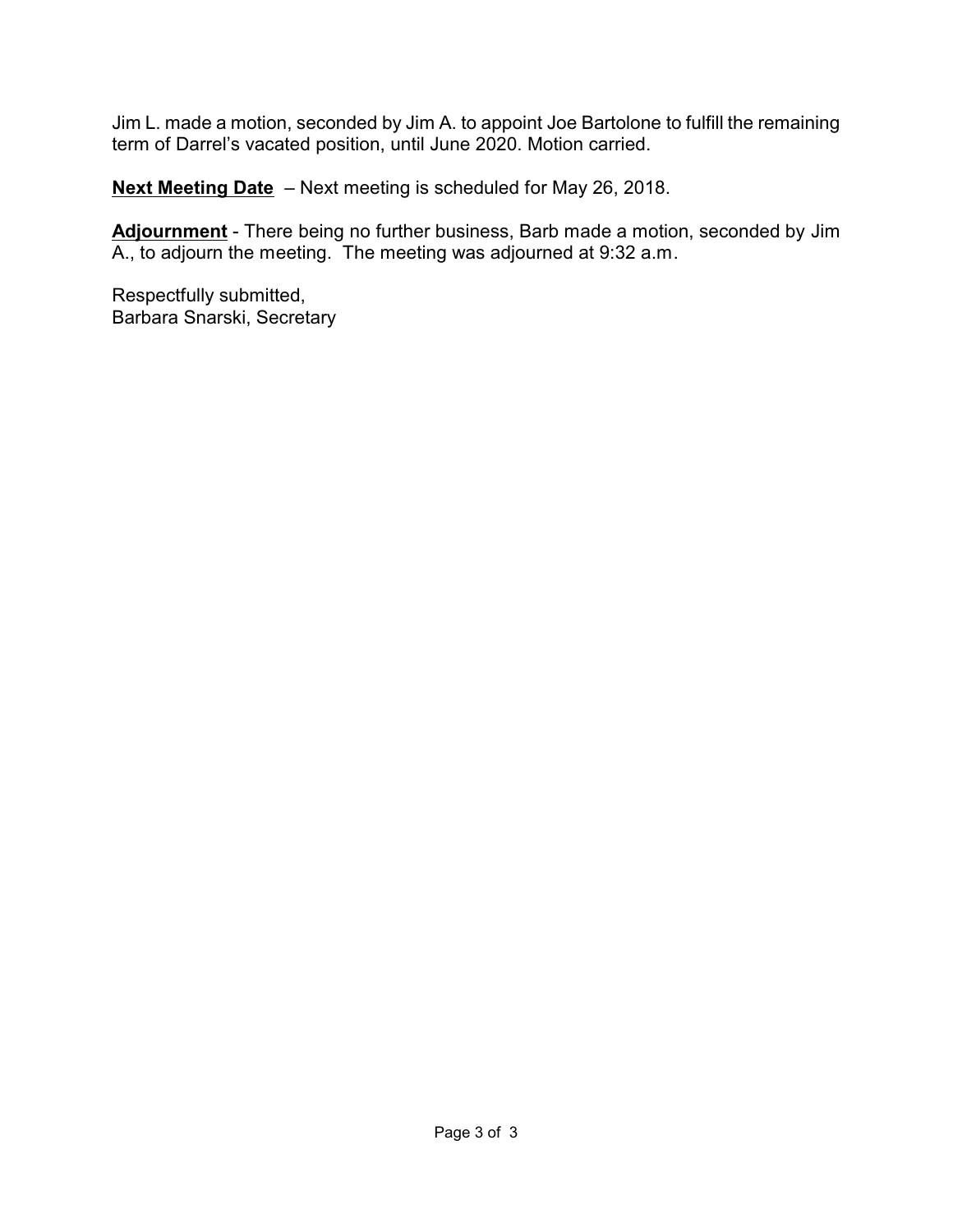Jim L. made a motion, seconded by Jim A. to appoint Joe Bartolone to fulfill the remaining term of Darrel's vacated position, until June 2020. Motion carried.

**Next Meeting Date** – Next meeting is scheduled for May 26, 2018.

**Adjournment** - There being no further business, Barb made a motion, seconded by Jim A., to adjourn the meeting. The meeting was adjourned at 9:32 a.m.

Respectfully submitted,
Barbara Snarski, Secretary